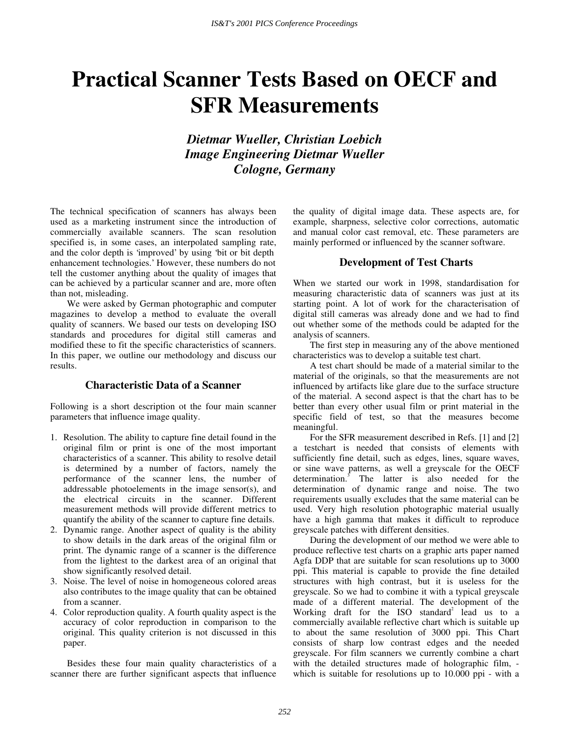// Practical Scanner Tests Based on OECF and SFR Measurements

***Dietmar Wueller, Christian Loebich***
***Image Engineering Dietmar Wueller***
***Cologne, Germany***

The technical specification of scanners has always been used as a marketing instrument since the introduction of commercially available scanners. The scan resolution specified is, in some cases, an interpolated sampling rate, and the color depth is 'improved' by using 'bit or bit depth enhancement technologies.' However, these numbers do not tell the customer anything about the quality of images that can be achieved by a particular scanner and are, more often than not, misleading.

We were asked by German photographic and computer magazines to develop a method to evaluate the overall quality of scanners. We based our tests on developing ISO standards and procedures for digital still cameras and modified these to fit the specific characteristics of scanners. In this paper, we outline our methodology and discuss our results.

## Characteristic Data of a Scanner

Following is a short description ot the four main scanner parameters that influence image quality.

1. Resolution. The ability to capture fine detail found in the original film or print is one of the most important characteristics of a scanner. This ability to resolve detail is determined by a number of factors, namely the performance of the scanner lens, the number of addressable photoelements in the image sensor(s), and the electrical circuits in the scanner. Different measurement methods will provide different metrics to quantify the ability of the scanner to capture fine details.
2. Dynamic range. Another aspect of quality is the ability to show details in the dark areas of the original film or print. The dynamic range of a scanner is the difference from the lightest to the darkest area of an original that show significantly resolved detail.
3. Noise. The level of noise in homogeneous colored areas also contributes to the image quality that can be obtained from a scanner.
4. Color reproduction quality. A fourth quality aspect is the accuracy of color reproduction in comparison to the original. This quality criterion is not discussed in this paper.

Besides these four main quality characteristics of a scanner there are further significant aspects that influence the quality of digital image data. These aspects are, for example, sharpness, selective color corrections, automatic and manual color cast removal, etc. These parameters are mainly performed or influenced by the scanner software.

## Development of Test Charts

When we started our work in 1998, standardisation for measuring characteristic data of scanners was just at its starting point. A lot of work for the characterisation of digital still cameras was already done and we had to find out whether some of the methods could be adapted for the analysis of scanners.

The first step in measuring any of the above mentioned characteristics was to develop a suitable test chart.

A test chart should be made of a material similar to the material of the originals, so that the measurements are not influenced by artifacts like glare due to the surface structure of the material. A second aspect is that the chart has to be better than every other usual film or print material in the specific field of test, so that the measures become meaningful.

For the SFR measurement described in Refs. [1] and [2] a testchart is needed that consists of elements with sufficiently fine detail, such as edges, lines, square waves, or sine wave patterns, as well a greyscale for the OECF determination.[3] The latter is also needed for the determination of dynamic range and noise. The two requirements usually excludes that the same material can be used. Very high resolution photographic material usually have a high gamma that makes it difficult to reproduce greyscale patches with different densities.

During the development of our method we were able to produce reflective test charts on a graphic arts paper named Agfa DDP that are suitable for scan resolutions up to 3000 ppi. This material is capable to provide the fine detailed structures with high contrast, but it is useless for the greyscale. So we had to combine it with a typical greyscale made of a different material. The development of the Working draft for the ISO standard[2] lead us to a commercially available reflective chart which is suitable up to about the same resolution of 3000 ppi. This Chart consists of sharp low contrast edges and the needed greyscale. For film scanners we currently combine a chart with the detailed structures made of holographic film, - which is suitable for resolutions up to 10.000 ppi - with a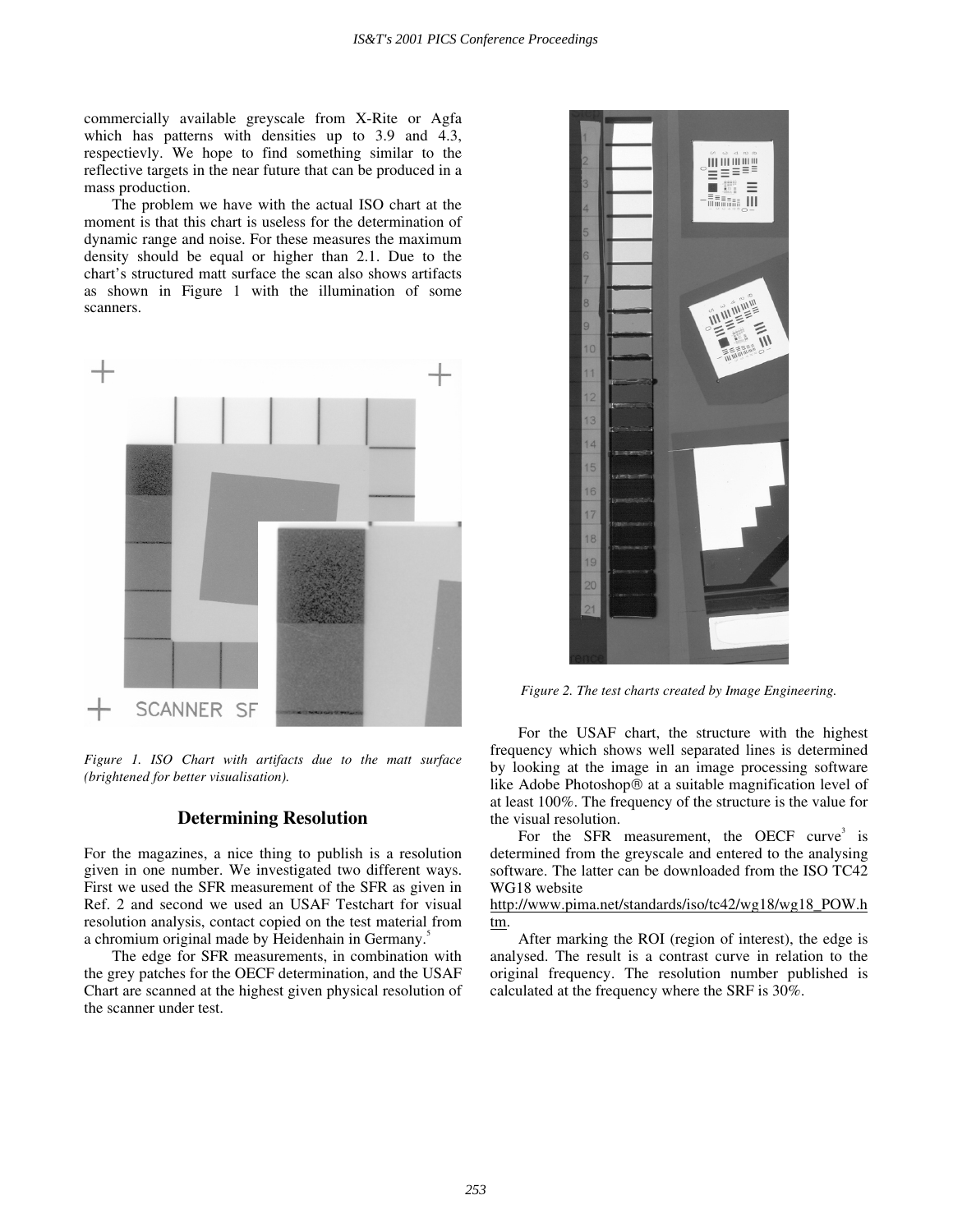commercially available greyscale from X-Rite or Agfa which has patterns with densities up to 3.9 and 4.3, respectievly. We hope to find something similar to the reflective targets in the near future that can be produced in a mass production.

The problem we have with the actual ISO chart at the moment is that this chart is useless for the determination of dynamic range and noise. For these measures the maximum density should be equal or higher than 2.1. Due to the chart's structured matt surface the scan also shows artifacts as shown in Figure 1 with the illumination of some scanners.

*Figure 1. ISO Chart with artifacts due to the matt surface (brightened for better visualisation).*

## Determining Resolution

For the magazines, a nice thing to publish is a resolution given in one number. We investigated two different ways. First we used the SFR measurement of the SFR as given in Ref. 2 and second we used an USAF Testchart for visual resolution analysis, contact copied on the test material from a chromium original made by Heidenhain in Germany.[5]

The edge for SFR measurements, in combination with the grey patches for the OECF determination, and the USAF Chart are scanned at the highest given physical resolution of the scanner under test.

*Figure 2. The test charts created by Image Engineering.*

For the USAF chart, the structure with the highest frequency which shows well separated lines is determined by looking at the image in an image processing software like Adobe Photoshop® at a suitable magnification level of at least 100%. The frequency of the structure is the value for the visual resolution.

For the SFR measurement, the OECF curve[3] is determined from the greyscale and entered to the analysing software. The latter can be downloaded from the ISO TC42 WG18 website http://www.pima.net/standards/iso/tc42/wg18/wg18_POW.htm.

After marking the ROI (region of interest), the edge is analysed. The result is a contrast curve in relation to the original frequency. The resolution number published is calculated at the frequency where the SRF is 30%.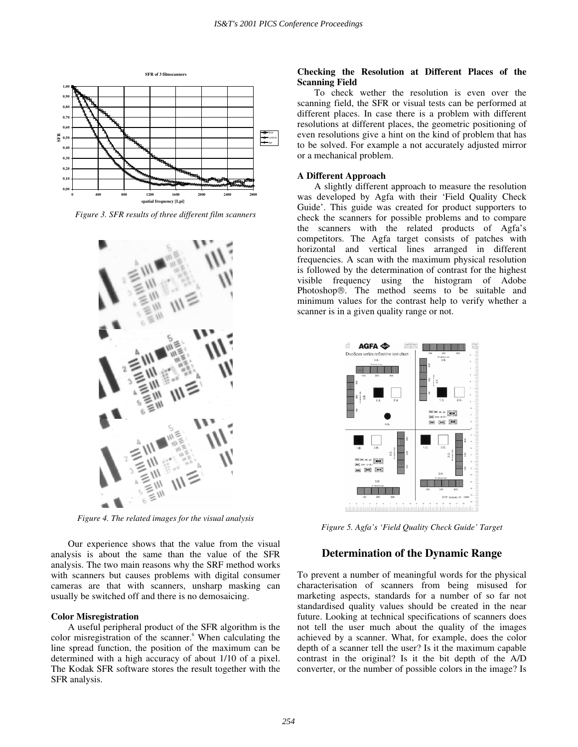Figure 3. SFR results of three different film scanners

Figure 4. The related images for the visual analysis

Our experience shows that the value from the visual analysis is about the same than the value of the SFR analysis. The two main reasons why the SRF method works with scanners but causes problems with digital consumer cameras are that with scanners, unsharp masking can usually be switched off and there is no demosaicing.

### Color Misregistration

A useful peripheral product of the SFR algorithm is the color misregistration of the scanner.[6] When calculating the line spread function, the position of the maximum can be determined with a high accuracy of about 1/10 of a pixel. The Kodak SFR software stores the result together with the SFR analysis.

### Checking the Resolution at Different Places of the Scanning Field

To check wether the resolution is even over the scanning field, the SFR or visual tests can be performed at different places. In case there is a problem with different resolutions at different places, the geometric positioning of even resolutions give a hint on the kind of problem that has to be solved. For example a not accurately adjusted mirror or a mechanical problem.

### A Different Approach

A slightly different approach to measure the resolution was developed by Agfa with their 'Field Quality Check Guide'. This guide was created for product supporters to check the scanners for possible problems and to compare the scanners with the related products of Agfa's competitors. The Agfa target consists of patches with horizontal and vertical lines arranged in different frequencies. A scan with the maximum physical resolution is followed by the determination of contrast for the highest visible frequency using the histogram of Adobe Photoshop®. The method seems to be suitable and minimum values for the contrast help to verify whether a scanner is in a given quality range or not.

Figure 5. Agfa's 'Field Quality Check Guide' Target

## Determination of the Dynamic Range

To prevent a number of meaningful words for the physical characterisation of scanners from being misused for marketing aspects, standards for a number of so far not standardised quality values should be created in the near future. Looking at technical specifications of scanners does not tell the user much about the quality of the images achieved by a scanner. What, for example, does the color depth of a scanner tell the user? Is it the maximum capable contrast in the original? Is it the bit depth of the A/D converter, or the number of possible colors in the image? Is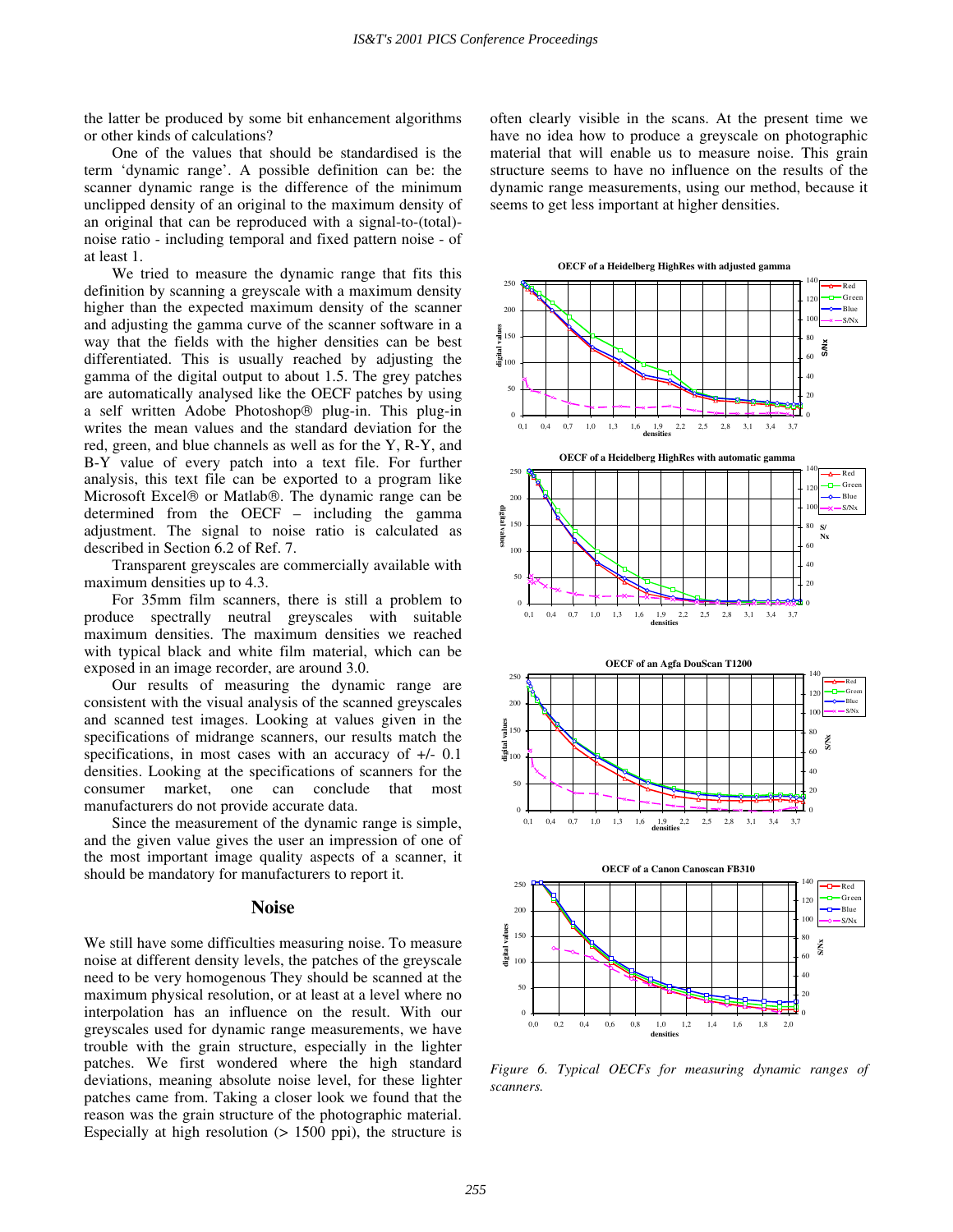the latter be produced by some bit enhancement algorithms or other kinds of calculations?

One of the values that should be standardised is the term 'dynamic range'. A possible definition can be: the scanner dynamic range is the difference of the minimum unclipped density of an original to the maximum density of an original that can be reproduced with a signal-to-(total)-noise ratio - including temporal and fixed pattern noise - of at least 1.

We tried to measure the dynamic range that fits this definition by scanning a greyscale with a maximum density higher than the expected maximum density of the scanner and adjusting the gamma curve of the scanner software in a way that the fields with the higher densities can be best differentiated. This is usually reached by adjusting the gamma of the digital output to about 1.5. The grey patches are automatically analysed like the OECF patches by using a self written Adobe Photoshop® plug-in. This plug-in writes the mean values and the standard deviation for the red, green, and blue channels as well as for the Y, R-Y, and B-Y value of every patch into a text file. For further analysis, this text file can be exported to a program like Microsoft Excel® or Matlab®. The dynamic range can be determined from the OECF – including the gamma adjustment. The signal to noise ratio is calculated as described in Section 6.2 of Ref. 7.

Transparent greyscales are commercially available with maximum densities up to 4.3.

For 35mm film scanners, there is still a problem to produce spectrally neutral greyscales with suitable maximum densities. The maximum densities we reached with typical black and white film material, which can be exposed in an image recorder, are around 3.0.

Our results of measuring the dynamic range are consistent with the visual analysis of the scanned greyscales and scanned test images. Looking at values given in the specifications of midrange scanners, our results match the specifications, in most cases with an accuracy of +/- 0.1 densities. Looking at the specifications of scanners for the consumer market, one can conclude that most manufacturers do not provide accurate data.

Since the measurement of the dynamic range is simple, and the given value gives the user an impression of one of the most important image quality aspects of a scanner, it should be mandatory for manufacturers to report it.

## Noise

We still have some difficulties measuring noise. To measure noise at different density levels, the patches of the greyscale need to be very homogenous They should be scanned at the maximum physical resolution, or at least at a level where no interpolation has an influence on the result. With our greyscales used for dynamic range measurements, we have trouble with the grain structure, especially in the lighter patches. We first wondered where the high standard deviations, meaning absolute noise level, for these lighter patches came from. Taking a closer look we found that the reason was the grain structure of the photographic material. Especially at high resolution (> 1500 ppi), the structure is often clearly visible in the scans. At the present time we have no idea how to produce a greyscale on photographic material that will enable us to measure noise. This grain structure seems to have no influence on the results of the dynamic range measurements, using our method, because it seems to get less important at higher densities.

*Figure 6. Typical OECFs for measuring dynamic ranges of scanners.*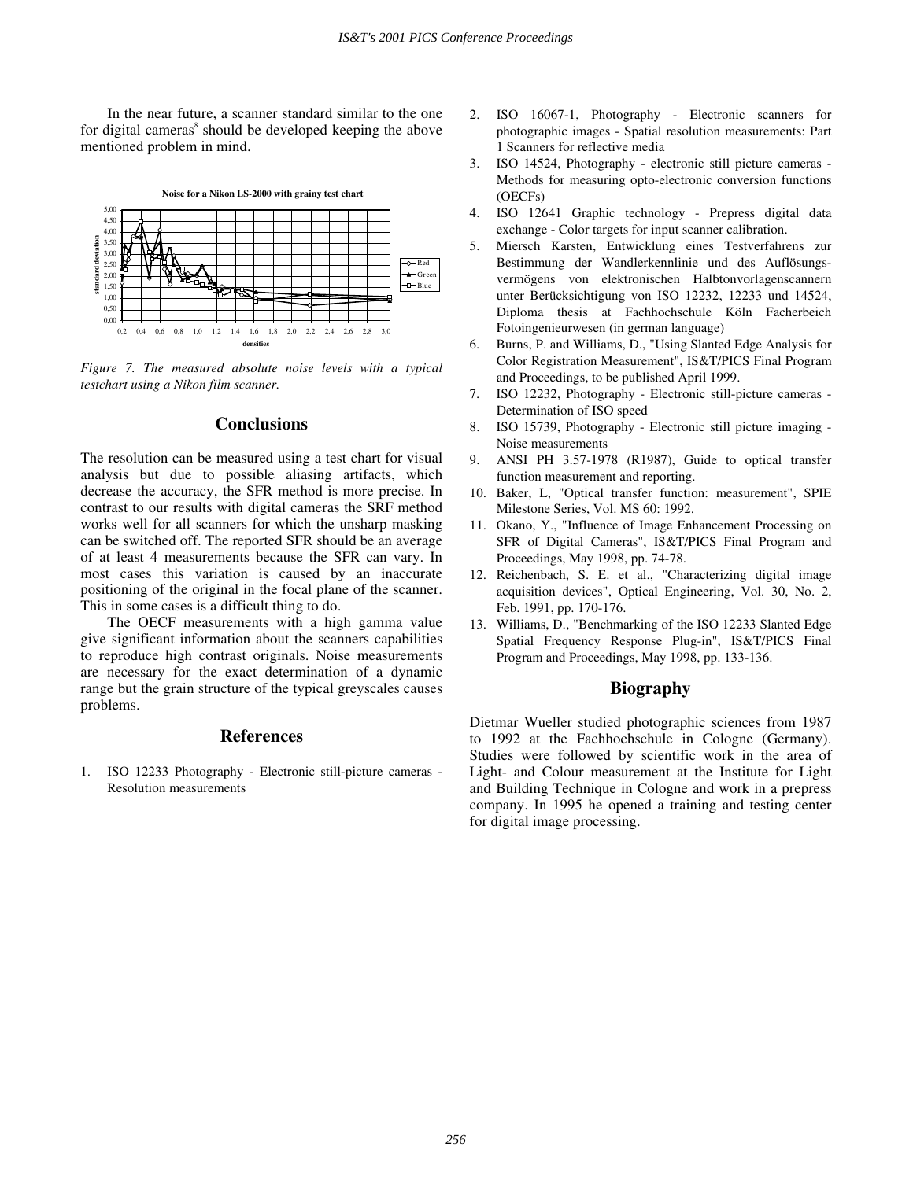In the near future, a scanner standard similar to the one for digital cameras[8] should be developed keeping the above mentioned problem in mind.

Noise for a Nikon LS-2000 with grainy test chart

standard deviation

5,00
4,50
4,00
3,50
3,00
2,50
2,00
1,50
1,00
0,50
0,00

0,2 0,4 0,6 0,8 1,0 1,2 1,4 1,6 1,8 2,0 2,2 2,4 2,6 2,8 3,0

densities

Red
Green
Blue

*Figure 7. The measured absolute noise levels with a typical testchart using a Nikon film scanner.*

## Conclusions

The resolution can be measured using a test chart for visual analysis but due to possible aliasing artifacts, which decrease the accuracy, the SFR method is more precise. In contrast to our results with digital cameras the SRF method works well for all scanners for which the unsharp masking can be switched off. The reported SFR should be an average of at least 4 measurements because the SFR can vary. In most cases this variation is caused by an inaccurate positioning of the original in the focal plane of the scanner. This in some cases is a difficult thing to do.

The OECF measurements with a high gamma value give significant information about the scanners capabilities to reproduce high contrast originals. Noise measurements are necessary for the exact determination of a dynamic range but the grain structure of the typical greyscales causes problems.

## References

1. ISO 12233 Photography - Electronic still-picture cameras - Resolution measurements
2. ISO 16067-1, Photography - Electronic scanners for photographic images - Spatial resolution measurements: Part 1 Scanners for reflective media
3. ISO 14524, Photography - electronic still picture cameras - Methods for measuring opto-electronic conversion functions (OECFs)
4. ISO 12641 Graphic technology - Prepress digital data exchange - Color targets for input scanner calibration.
5. Miersch Karsten, Entwicklung eines Testverfahrens zur Bestimmung der Wandlerkennlinie und des Auflösungs-vermögens von elektronischen Halbtonvorlagenscannern unter Berücksichtigung von ISO 12232, 12233 und 14524, Diploma thesis at Fachhochschule Köln Facherbeich Fotoingenieurwesen (in german language)
6. Burns, P. and Williams, D., "Using Slanted Edge Analysis for Color Registration Measurement", IS&T/PICS Final Program and Proceedings, to be published April 1999.
7. ISO 12232, Photography - Electronic still-picture cameras - Determination of ISO speed
8. ISO 15739, Photography - Electronic still picture imaging - Noise measurements
9. ANSI PH 3.57-1978 (R1987), Guide to optical transfer function measurement and reporting.
10. Baker, L, "Optical transfer function: measurement", SPIE Milestone Series, Vol. MS 60: 1992.
11. Okano, Y., "Influence of Image Enhancement Processing on SFR of Digital Cameras", IS&T/PICS Final Program and Proceedings, May 1998, pp. 74-78.
12. Reichenbach, S. E. et al., "Characterizing digital image acquisition devices", Optical Engineering, Vol. 30, No. 2, Feb. 1991, pp. 170-176.
13. Williams, D., "Benchmarking of the ISO 12233 Slanted Edge Spatial Frequency Response Plug-in", IS&T/PICS Final Program and Proceedings, May 1998, pp. 133-136.

## Biography

Dietmar Wueller studied photographic sciences from 1987 to 1992 at the Fachhochschule in Cologne (Germany). Studies were followed by scientific work in the area of Light- and Colour measurement at the Institute for Light and Building Technique in Cologne and work in a prepress company. In 1995 he opened a training and testing center for digital image processing.